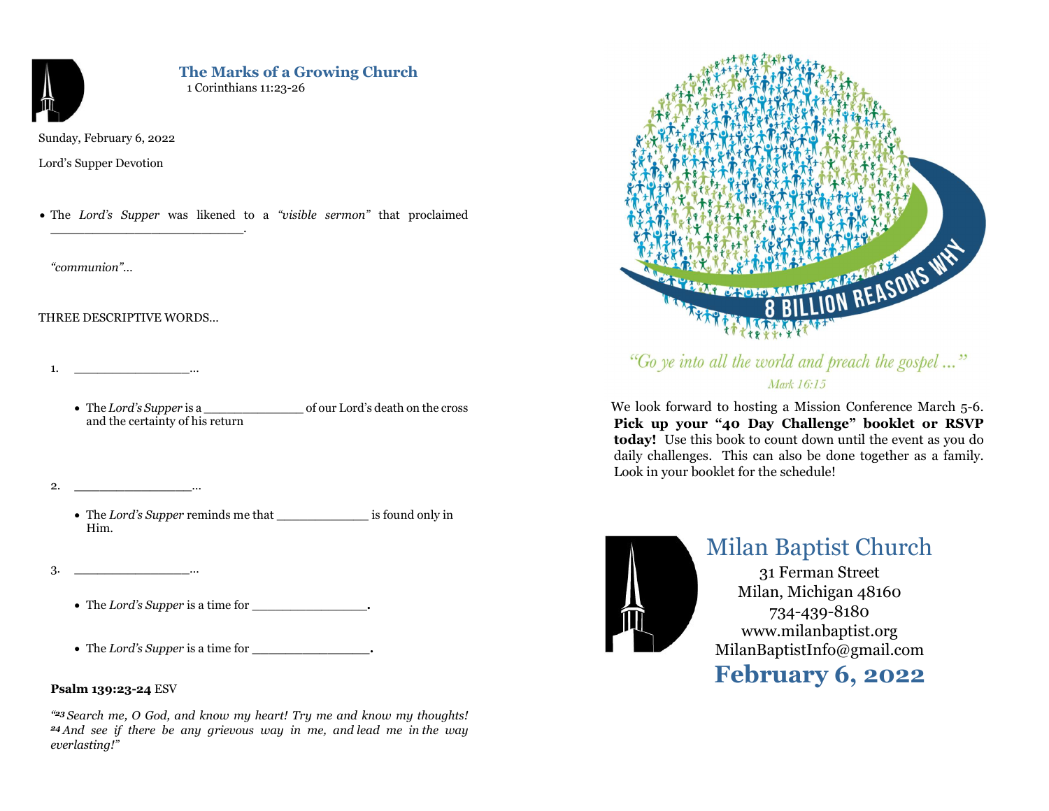## The Marks of a Growing Church

1 Corinthians 11:23-26

Sunday, February 6, 2022

Lord's Supper Devotion

- The *Lord's Supper* was likened to a *"visible sermon"* that proclaimed ___________________________.

*"communion"…*

THREE DESCRIPTIVE WORDS…

1. _________________…

   - The *Lord's Supper* is a ______________ of our Lord's death on the cross and the certainty of his return

2. _________________…

   - The *Lord's Supper* reminds me that _____________ is found only in Him.

3. _________________…

   - The *Lord's Supper* is a time for ________________.
   - The *Lord's Supper* is a time for ________________.

**Psalm 139:23-24** ESV

*"23 Search me, O God, and know my heart! Try me and know my thoughts! 24 And see if there be any grievous way in me, and lead me in the way everlasting!"*

8 BILLION REASONS WHY

*"Go ye into all the world and preach the gospel …"*

*Mark 16:15*

We look forward to hosting a Mission Conference March 5-6. **Pick up your "40 Day Challenge" booklet or RSVP today!** Use this book to count down until the event as you do daily challenges. This can also be done together as a family. Look in your booklet for the schedule!

# Milan Baptist Church

31 Ferman Street
Milan, Michigan 48160
734-439-8180
www.milanbaptist.org
MilanBaptistInfo@gmail.com

**February 6, 2022**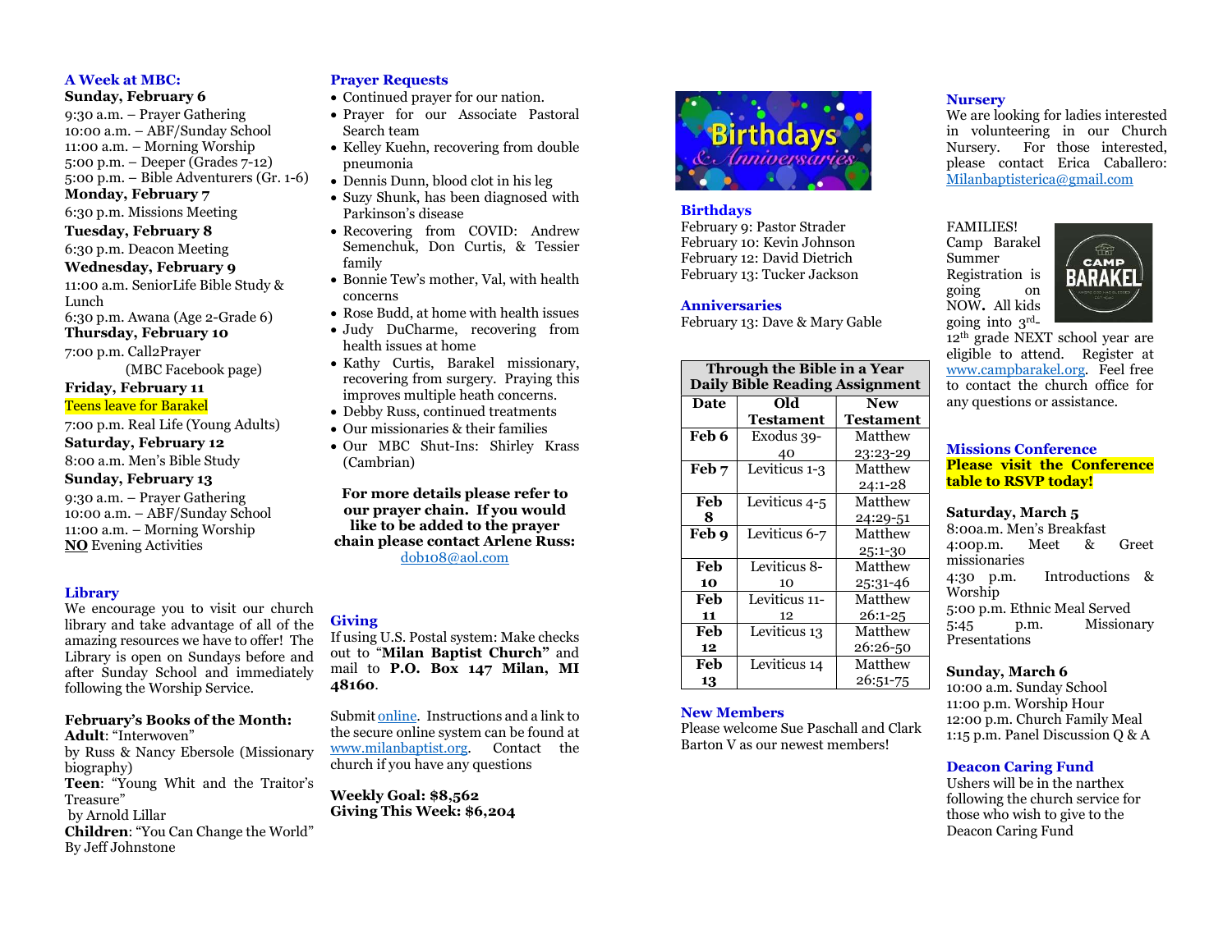## A Week at MBC:

**Sunday, February 6**

9:30 a.m. – Prayer Gathering
10:00 a.m. – ABF/Sunday School
11:00 a.m. – Morning Worship
5:00 p.m. – Deeper (Grades 7-12)
5:00 p.m. – Bible Adventurers (Gr. 1-6)

**Monday, February 7**

6:30 p.m. Missions Meeting

**Tuesday, February 8**

6:30 p.m. Deacon Meeting

**Wednesday, February 9**

11:00 a.m. SeniorLife Bible Study & Lunch
6:30 p.m. Awana (Age 2-Grade 6)

**Thursday, February 10**

7:00 p.m. Call2Prayer
(MBC Facebook page)

**Friday, February 11**

Teens leave for Barakel
7:00 p.m. Real Life (Young Adults)

**Saturday, February 12**

8:00 a.m. Men's Bible Study

**Sunday, February 13**

9:30 a.m. – Prayer Gathering
10:00 a.m. – ABF/Sunday School
11:00 a.m. – Morning Worship
**NO** Evening Activities

## Library

We encourage you to visit our church library and take advantage of all of the amazing resources we have to offer! The Library is open on Sundays before and after Sunday School and immediately following the Worship Service.

**February's Books of the Month:**

**Adult**: "Interwoven"
by Russ & Nancy Ebersole (Missionary biography)
**Teen**: "Young Whit and the Traitor's Treasure"
by Arnold Lillar
**Children**: "You Can Change the World"
By Jeff Johnstone

## Prayer Requests

- Continued prayer for our nation.
- Prayer for our Associate Pastoral Search team
- Kelley Kuehn, recovering from double pneumonia
- Dennis Dunn, blood clot in his leg
- Suzy Shunk, has been diagnosed with Parkinson's disease
- Recovering from COVID: Andrew Semenchuk, Don Curtis, & Tessier family
- Bonnie Tew's mother, Val, with health concerns
- Rose Budd, at home with health issues
- Judy DuCharme, recovering from health issues at home
- Kathy Curtis, Barakel missionary, recovering from surgery. Praying this improves multiple heath concerns.
- Debby Russ, continued treatments
- Our missionaries & their families
- Our MBC Shut-Ins: Shirley Krass (Cambrian)

**For more details please refer to our prayer chain. If you would like to be added to the prayer chain please contact Arlene Russ:**
dob108@aol.com

## Giving

If using U.S. Postal system: Make checks out to "**Milan Baptist Church"** and mail to **P.O. Box 147 Milan, MI 48160**.

Submit online. Instructions and a link to the secure online system can be found at www.milanbaptist.org. Contact the church if you have any questions

**Weekly Goal: $8,562**
**Giving This Week: $6,204**

Birthdays & Anniversaries

## Birthdays

February 9: Pastor Strader
February 10: Kevin Johnson
February 12: David Dietrich
February 13: Tucker Jackson

## Anniversaries

February 13: Dave & Mary Gable

**Through the Bible in a Year Daily Bible Reading Assignment**

| Date | Old Testament | New Testament |
|---|---|---|
| Feb 6 | Exodus 39-40 | Matthew 23:23-29 |
| Feb 7 | Leviticus 1-3 | Matthew 24:1-28 |
| Feb 8 | Leviticus 4-5 | Matthew 24:29-51 |
| Feb 9 | Leviticus 6-7 | Matthew 25:1-30 |
| Feb 10 | Leviticus 8-10 | Matthew 25:31-46 |
| Feb 11 | Leviticus 11-12 | Matthew 26:1-25 |
| Feb 12 | Leviticus 13 | Matthew 26:26-50 |
| Feb 13 | Leviticus 14 | Matthew 26:51-75 |

## New Members

Please welcome Sue Paschall and Clark Barton V as our newest members!

## Nursery

We are looking for ladies interested in volunteering in our Church Nursery. For those interested, please contact Erica Caballero: Milanbaptisterica@gmail.com

FAMILIES! Camp Barakel Summer Registration is going on NOW**.** All kids going into 3rd-12th grade NEXT school year are eligible to attend. Register at www.campbarakel.org. Feel free to contact the church office for any questions or assistance.

## Missions Conference

**Please visit the Conference table to RSVP today!**

**Saturday, March 5**

8:00a.m. Men's Breakfast
4:00p.m. Meet & Greet missionaries
4:30 p.m. Introductions & Worship
5:00 p.m. Ethnic Meal Served
5:45 p.m. Missionary Presentations

**Sunday, March 6**

10:00 a.m. Sunday School
11:00 p.m. Worship Hour
12:00 p.m. Church Family Meal
1:15 p.m. Panel Discussion Q & A

## Deacon Caring Fund

Ushers will be in the narthex following the church service for those who wish to give to the Deacon Caring Fund